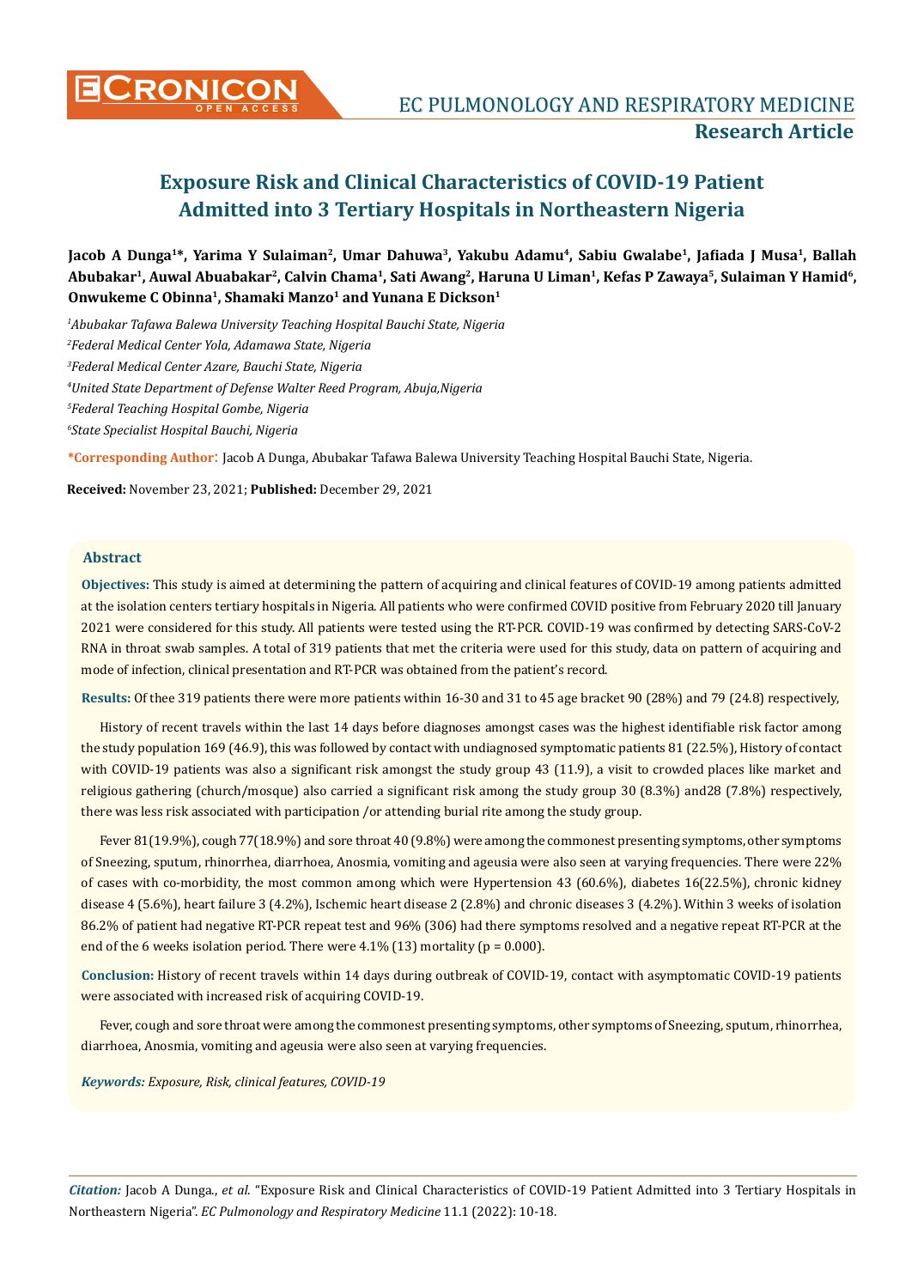# Exposure Risk and Clinical Characteristics of COVID-19 Patient Admitted into 3 Tertiary Hospitals in Northeastern Nigeria

**Jacob A Dunga[1]*, Yarima Y Sulaiman[2], Umar Dahuwa[3], Yakubu Adamu[4], Sabiu Gwalabe[1], Jafiada J Musa[1], Ballah Abubakar[1], Auwal Abuabakar[2], Calvin Chama[1], Sati Awang[2], Haruna U Liman[1], Kefas P Zawaya[5], Sulaiman Y Hamid[6], Onwukeme C Obinna[1], Shamaki Manzo[1] and Yunana E Dickson[1]**

[1]*Abubakar Tafawa Balewa University Teaching Hospital Bauchi State, Nigeria*

[2]*Federal Medical Center Yola, Adamawa State, Nigeria*

[3]*Federal Medical Center Azare, Bauchi State, Nigeria*

[4]*United State Department of Defense Walter Reed Program, Abuja,Nigeria*

[5]*Federal Teaching Hospital Gombe, Nigeria*

[6]*State Specialist Hospital Bauchi, Nigeria*

**\*Corresponding Author:** Jacob A Dunga, Abubakar Tafawa Balewa University Teaching Hospital Bauchi State, Nigeria.

**Received:** November 23, 2021; **Published:** December 29, 2021

## Abstract

**Objectives:** This study is aimed at determining the pattern of acquiring and clinical features of COVID-19 among patients admitted at the isolation centers tertiary hospitals in Nigeria. All patients who were confirmed COVID positive from February 2020 till January 2021 were considered for this study. All patients were tested using the RT-PCR. COVID-19 was confirmed by detecting SARS-CoV-2 RNA in throat swab samples. A total of 319 patients that met the criteria were used for this study, data on pattern of acquiring and mode of infection, clinical presentation and RT-PCR was obtained from the patient's record.

**Results:** Of thee 319 patients there were more patients within 16-30 and 31 to 45 age bracket 90 (28%) and 79 (24.8) respectively,

History of recent travels within the last 14 days before diagnoses amongst cases was the highest identifiable risk factor among the study population 169 (46.9), this was followed by contact with undiagnosed symptomatic patients 81 (22.5%), History of contact with COVID-19 patients was also a significant risk amongst the study group 43 (11.9), a visit to crowded places like market and religious gathering (church/mosque) also carried a significant risk among the study group 30 (8.3%) and28 (7.8%) respectively, there was less risk associated with participation /or attending burial rite among the study group.

Fever 81(19.9%), cough 77(18.9%) and sore throat 40 (9.8%) were among the commonest presenting symptoms, other symptoms of Sneezing, sputum, rhinorrhea, diarrhoea, Anosmia, vomiting and ageusia were also seen at varying frequencies. There were 22% of cases with co-morbidity, the most common among which were Hypertension 43 (60.6%), diabetes 16(22.5%), chronic kidney disease 4 (5.6%), heart failure 3 (4.2%), Ischemic heart disease 2 (2.8%) and chronic diseases 3 (4.2%). Within 3 weeks of isolation 86.2% of patient had negative RT-PCR repeat test and 96% (306) had there symptoms resolved and a negative repeat RT-PCR at the end of the 6 weeks isolation period. There were 4.1% (13) mortality ($p = 0.000$).

**Conclusion:** History of recent travels within 14 days during outbreak of COVID-19, contact with asymptomatic COVID-19 patients were associated with increased risk of acquiring COVID-19.

Fever, cough and sore throat were among the commonest presenting symptoms, other symptoms of Sneezing, sputum, rhinorrhea, diarrhoea, Anosmia, vomiting and ageusia were also seen at varying frequencies.

***Keywords:*** *Exposure, Risk, clinical features, COVID-19*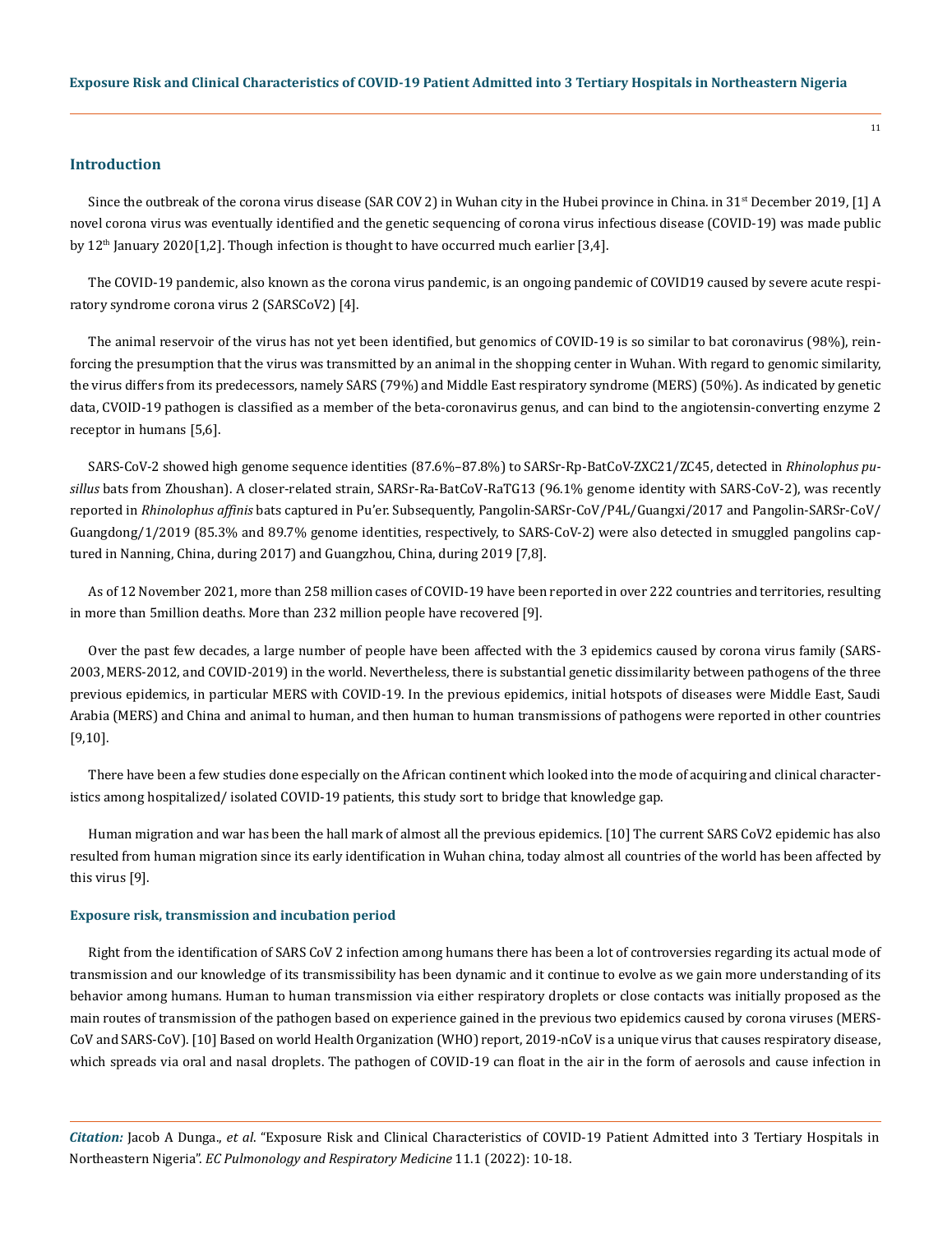## Introduction

Since the outbreak of the corona virus disease (SAR COV 2) in Wuhan city in the Hubei province in China. in 31st December 2019, [1] A novel corona virus was eventually identified and the genetic sequencing of corona virus infectious disease (COVID-19) was made public by 12th January 2020[1,2]. Though infection is thought to have occurred much earlier [3,4].

The COVID-19 pandemic, also known as the corona virus pandemic, is an ongoing pandemic of COVID19 caused by severe acute respiratory syndrome corona virus 2 (SARSCoV2) [4].

The animal reservoir of the virus has not yet been identified, but genomics of COVID-19 is so similar to bat coronavirus (98%), reinforcing the presumption that the virus was transmitted by an animal in the shopping center in Wuhan. With regard to genomic similarity, the virus differs from its predecessors, namely SARS (79%) and Middle East respiratory syndrome (MERS) (50%). As indicated by genetic data, CVOID-19 pathogen is classified as a member of the beta-coronavirus genus, and can bind to the angiotensin-converting enzyme 2 receptor in humans [5,6].

SARS-CoV-2 showed high genome sequence identities (87.6%–87.8%) to SARSr-Rp-BatCoV-ZXC21/ZC45, detected in *Rhinolophus pusillus* bats from Zhoushan). A closer-related strain, SARSr-Ra-BatCoV-RaTG13 (96.1% genome identity with SARS-CoV-2), was recently reported in *Rhinolophus affinis* bats captured in Pu'er. Subsequently, Pangolin-SARSr-CoV/P4L/Guangxi/2017 and Pangolin-SARSr-CoV/Guangdong/1/2019 (85.3% and 89.7% genome identities, respectively, to SARS-CoV-2) were also detected in smuggled pangolins captured in Nanning, China, during 2017) and Guangzhou, China, during 2019 [7,8].

As of 12 November 2021, more than 258 million cases of COVID-19 have been reported in over 222 countries and territories, resulting in more than 5million deaths. More than 232 million people have recovered [9].

Over the past few decades, a large number of people have been affected with the 3 epidemics caused by corona virus family (SARS-2003, MERS-2012, and COVID-2019) in the world. Nevertheless, there is substantial genetic dissimilarity between pathogens of the three previous epidemics, in particular MERS with COVID-19. In the previous epidemics, initial hotspots of diseases were Middle East, Saudi Arabia (MERS) and China and animal to human, and then human to human transmissions of pathogens were reported in other countries [9,10].

There have been a few studies done especially on the African continent which looked into the mode of acquiring and clinical characteristics among hospitalized/ isolated COVID-19 patients, this study sort to bridge that knowledge gap.

Human migration and war has been the hall mark of almost all the previous epidemics. [10] The current SARS CoV2 epidemic has also resulted from human migration since its early identification in Wuhan china, today almost all countries of the world has been affected by this virus [9].

### Exposure risk, transmission and incubation period

Right from the identification of SARS CoV 2 infection among humans there has been a lot of controversies regarding its actual mode of transmission and our knowledge of its transmissibility has been dynamic and it continue to evolve as we gain more understanding of its behavior among humans. Human to human transmission via either respiratory droplets or close contacts was initially proposed as the main routes of transmission of the pathogen based on experience gained in the previous two epidemics caused by corona viruses (MERS-CoV and SARS-CoV). [10] Based on world Health Organization (WHO) report, 2019-nCoV is a unique virus that causes respiratory disease, which spreads via oral and nasal droplets. The pathogen of COVID-19 can float in the air in the form of aerosols and cause infection in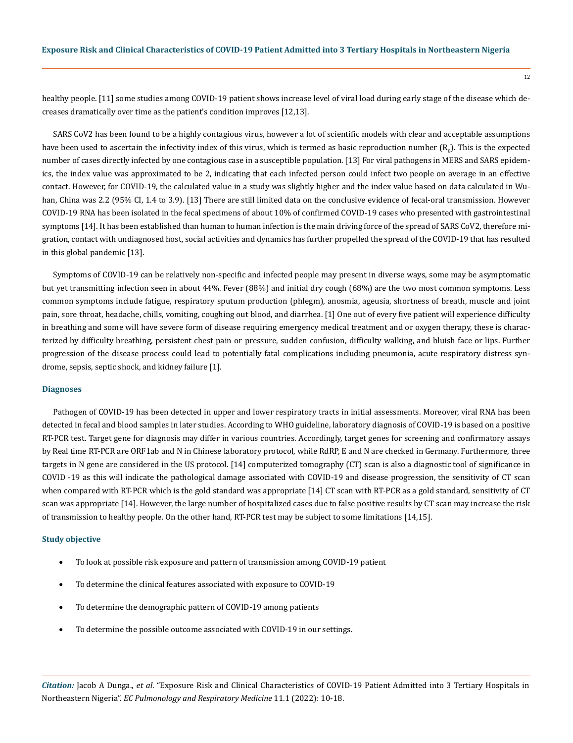healthy people. [11] some studies among COVID-19 patient shows increase level of viral load during early stage of the disease which decreases dramatically over time as the patient's condition improves [12,13].

SARS CoV2 has been found to be a highly contagious virus, however a lot of scientific models with clear and acceptable assumptions have been used to ascertain the infectivity index of this virus, which is termed as basic reproduction number ($R_0$). This is the expected number of cases directly infected by one contagious case in a susceptible population. [13] For viral pathogens in MERS and SARS epidemics, the index value was approximated to be 2, indicating that each infected person could infect two people on average in an effective contact. However, for COVID-19, the calculated value in a study was slightly higher and the index value based on data calculated in Wuhan, China was 2.2 (95% CI, 1.4 to 3.9). [13] There are still limited data on the conclusive evidence of fecal-oral transmission. However COVID-19 RNA has been isolated in the fecal specimens of about 10% of confirmed COVID-19 cases who presented with gastrointestinal symptoms [14]. It has been established than human to human infection is the main driving force of the spread of SARS CoV2, therefore migration, contact with undiagnosed host, social activities and dynamics has further propelled the spread of the COVID-19 that has resulted in this global pandemic [13].

Symptoms of COVID-19 can be relatively non-specific and infected people may present in diverse ways, some may be asymptomatic but yet transmitting infection seen in about 44%. Fever (88%) and initial dry cough (68%) are the two most common symptoms. Less common symptoms include fatigue, respiratory sputum production (phlegm), anosmia, ageusia, shortness of breath, muscle and joint pain, sore throat, headache, chills, vomiting, coughing out blood, and diarrhea. [1] One out of every five patient will experience difficulty in breathing and some will have severe form of disease requiring emergency medical treatment and or oxygen therapy, these is characterized by difficulty breathing, persistent chest pain or pressure, sudden confusion, difficulty walking, and bluish face or lips. Further progression of the disease process could lead to potentially fatal complications including pneumonia, acute respiratory distress syndrome, sepsis, septic shock, and kidney failure [1].

### Diagnoses

Pathogen of COVID-19 has been detected in upper and lower respiratory tracts in initial assessments. Moreover, viral RNA has been detected in fecal and blood samples in later studies. According to WHO guideline, laboratory diagnosis of COVID-19 is based on a positive RT-PCR test. Target gene for diagnosis may differ in various countries. Accordingly, target genes for screening and confirmatory assays by Real time RT-PCR are ORF1ab and N in Chinese laboratory protocol, while RdRP, E and N are checked in Germany. Furthermore, three targets in N gene are considered in the US protocol. [14] computerized tomography (CT) scan is also a diagnostic tool of significance in COVID -19 as this will indicate the pathological damage associated with COVID-19 and disease progression, the sensitivity of CT scan when compared with RT-PCR which is the gold standard was appropriate [14] CT scan with RT-PCR as a gold standard, sensitivity of CT scan was appropriate [14]. However, the large number of hospitalized cases due to false positive results by CT scan may increase the risk of transmission to healthy people. On the other hand, RT-PCR test may be subject to some limitations [14,15].

### Study objective

- To look at possible risk exposure and pattern of transmission among COVID-19 patient
- To determine the clinical features associated with exposure to COVID-19
- To determine the demographic pattern of COVID-19 among patients
- To determine the possible outcome associated with COVID-19 in our settings.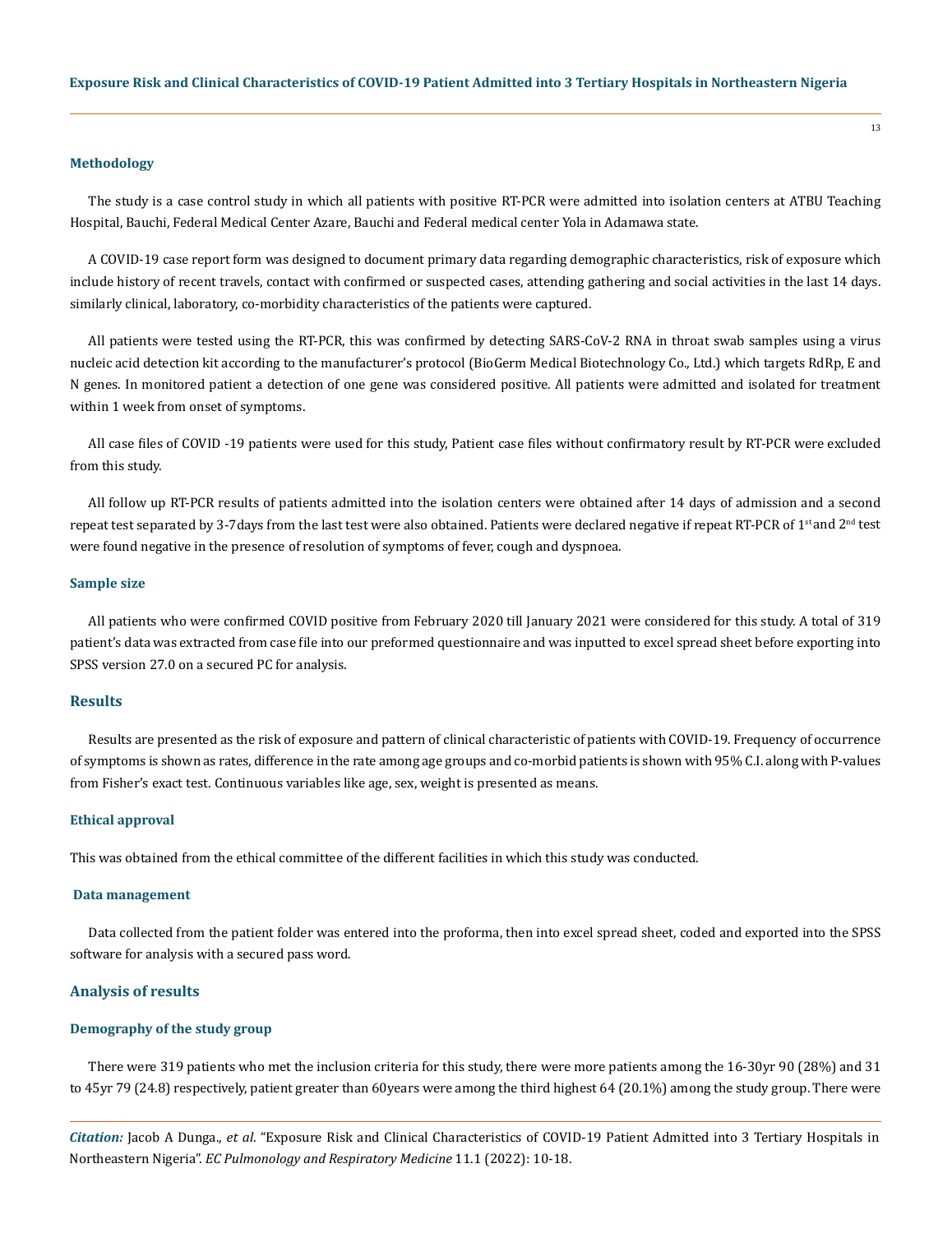### Methodology

The study is a case control study in which all patients with positive RT-PCR were admitted into isolation centers at ATBU Teaching Hospital, Bauchi, Federal Medical Center Azare, Bauchi and Federal medical center Yola in Adamawa state.

A COVID-19 case report form was designed to document primary data regarding demographic characteristics, risk of exposure which include history of recent travels, contact with confirmed or suspected cases, attending gathering and social activities in the last 14 days. similarly clinical, laboratory, co-morbidity characteristics of the patients were captured.

All patients were tested using the RT-PCR, this was confirmed by detecting SARS-CoV-2 RNA in throat swab samples using a virus nucleic acid detection kit according to the manufacturer's protocol (BioGerm Medical Biotechnology Co., Ltd.) which targets RdRp, E and N genes. In monitored patient a detection of one gene was considered positive. All patients were admitted and isolated for treatment within 1 week from onset of symptoms.

All case files of COVID -19 patients were used for this study, Patient case files without confirmatory result by RT-PCR were excluded from this study.

All follow up RT-PCR results of patients admitted into the isolation centers were obtained after 14 days of admission and a second repeat test separated by 3-7days from the last test were also obtained. Patients were declared negative if repeat RT-PCR of 1st and 2nd test were found negative in the presence of resolution of symptoms of fever, cough and dyspnoea.

### Sample size

All patients who were confirmed COVID positive from February 2020 till January 2021 were considered for this study. A total of 319 patient's data was extracted from case file into our preformed questionnaire and was inputted to excel spread sheet before exporting into SPSS version 27.0 on a secured PC for analysis.

## Results

Results are presented as the risk of exposure and pattern of clinical characteristic of patients with COVID-19. Frequency of occurrence of symptoms is shown as rates, difference in the rate among age groups and co-morbid patients is shown with 95% C.I. along with P-values from Fisher's exact test. Continuous variables like age, sex, weight is presented as means.

### Ethical approval

This was obtained from the ethical committee of the different facilities in which this study was conducted.

### Data management

Data collected from the patient folder was entered into the proforma, then into excel spread sheet, coded and exported into the SPSS software for analysis with a secured pass word.

## Analysis of results

### Demography of the study group

There were 319 patients who met the inclusion criteria for this study, there were more patients among the 16-30yr 90 (28%) and 31 to 45yr 79 (24.8) respectively, patient greater than 60years were among the third highest 64 (20.1%) among the study group. There were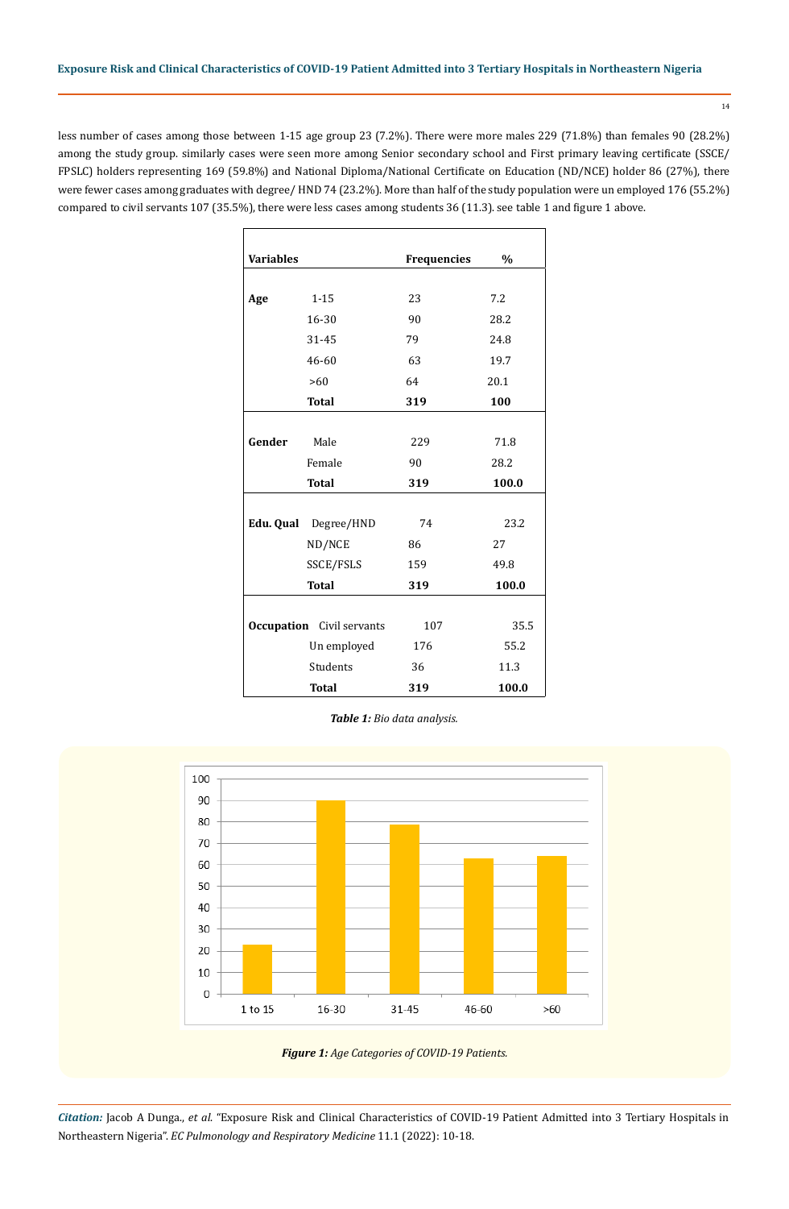less number of cases among those between 1-15 age group 23 (7.2%). There were more males 229 (71.8%) than females 90 (28.2%) among the study group. similarly cases were seen more among Senior secondary school and First primary leaving certificate (SSCE/FPSLC) holders representing 169 (59.8%) and National Diploma/National Certificate on Education (ND/NCE) holder 86 (27%), there were fewer cases among graduates with degree/ HND 74 (23.2%). More than half of the study population were un employed 176 (55.2%) compared to civil servants 107 (35.5%), there were less cases among students 36 (11.3). see table 1 and figure 1 above.

| Variables | | Frequencies | % |
|---|---|---|---|
| Age | 1-15 | 23 | 7.2 |
| | 16-30 | 90 | 28.2 |
| | 31-45 | 79 | 24.8 |
| | 46-60 | 63 | 19.7 |
| | >60 | 64 | 20.1 |
| | **Total** | **319** | **100** |
| Gender | Male | 229 | 71.8 |
| | Female | 90 | 28.2 |
| | **Total** | **319** | **100.0** |
| Edu. Qual | Degree/HND | 74 | 23.2 |
| | ND/NCE | 86 | 27 |
| | SSCE/FSLS | 159 | 49.8 |
| | **Total** | **319** | **100.0** |
| Occupation | Civil servants | 107 | 35.5 |
| | Un employed | 176 | 55.2 |
| | Students | 36 | 11.3 |
| | **Total** | **319** | **100.0** |

***Table 1:*** *Bio data analysis.*

***Figure 1:*** *Age Categories of COVID-19 Patients.*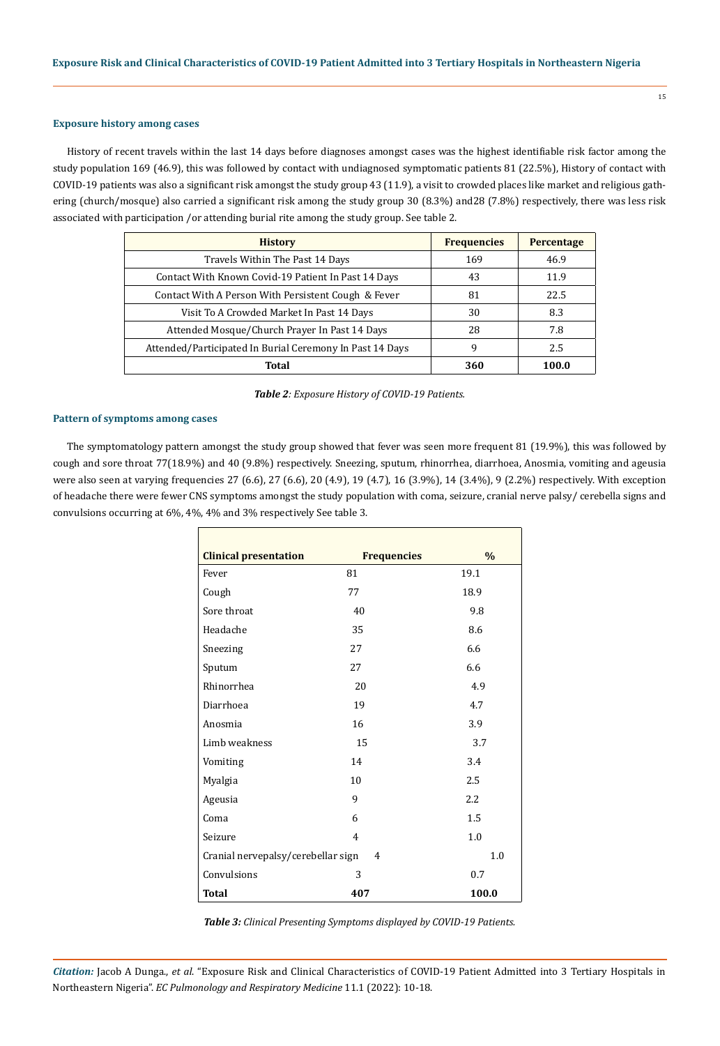### Exposure history among cases

History of recent travels within the last 14 days before diagnoses amongst cases was the highest identifiable risk factor among the study population 169 (46.9), this was followed by contact with undiagnosed symptomatic patients 81 (22.5%), History of contact with COVID-19 patients was also a significant risk amongst the study group 43 (11.9), a visit to crowded places like market and religious gathering (church/mosque) also carried a significant risk among the study group 30 (8.3%) and28 (7.8%) respectively, there was less risk associated with participation /or attending burial rite among the study group. See table 2.

| History | Frequencies | Percentage |
| --- | --- | --- |
| Travels Within The Past 14 Days | 169 | 46.9 |
| Contact With Known Covid-19 Patient In Past 14 Days | 43 | 11.9 |
| Contact With A Person With Persistent Cough & Fever | 81 | 22.5 |
| Visit To A Crowded Market In Past 14 Days | 30 | 8.3 |
| Attended Mosque/Church Prayer In Past 14 Days | 28 | 7.8 |
| Attended/Participated In Burial Ceremony In Past 14 Days | 9 | 2.5 |
| **Total** | **360** | **100.0** |

***Table 2**: Exposure History of COVID-19 Patients.*

### Pattern of symptoms among cases

The symptomatology pattern amongst the study group showed that fever was seen more frequent 81 (19.9%), this was followed by cough and sore throat 77(18.9%) and 40 (9.8%) respectively. Sneezing, sputum, rhinorrhea, diarrhoea, Anosmia, vomiting and ageusia were also seen at varying frequencies 27 (6.6), 27 (6.6), 20 (4.9), 19 (4.7), 16 (3.9%), 14 (3.4%), 9 (2.2%) respectively. With exception of headache there were fewer CNS symptoms amongst the study population with coma, seizure, cranial nerve palsy/ cerebella signs and convulsions occurring at 6%, 4%, 4% and 3% respectively See table 3.

| Clinical presentation | Frequencies | % |
| --- | --- | --- |
| Fever | 81 | 19.1 |
| Cough | 77 | 18.9 |
| Sore throat | 40 | 9.8 |
| Headache | 35 | 8.6 |
| Sneezing | 27 | 6.6 |
| Sputum | 27 | 6.6 |
| Rhinorrhea | 20 | 4.9 |
| Diarrhoea | 19 | 4.7 |
| Anosmia | 16 | 3.9 |
| Limb weakness | 15 | 3.7 |
| Vomiting | 14 | 3.4 |
| Myalgia | 10 | 2.5 |
| Ageusia | 9 | 2.2 |
| Coma | 6 | 1.5 |
| Seizure | 4 | 1.0 |
| Cranial nervepalsy/cerebellar sign | 4 | 1.0 |
| Convulsions | 3 | 0.7 |
| **Total** | **407** | **100.0** |

***Table 3:** Clinical Presenting Symptoms displayed by COVID-19 Patients.*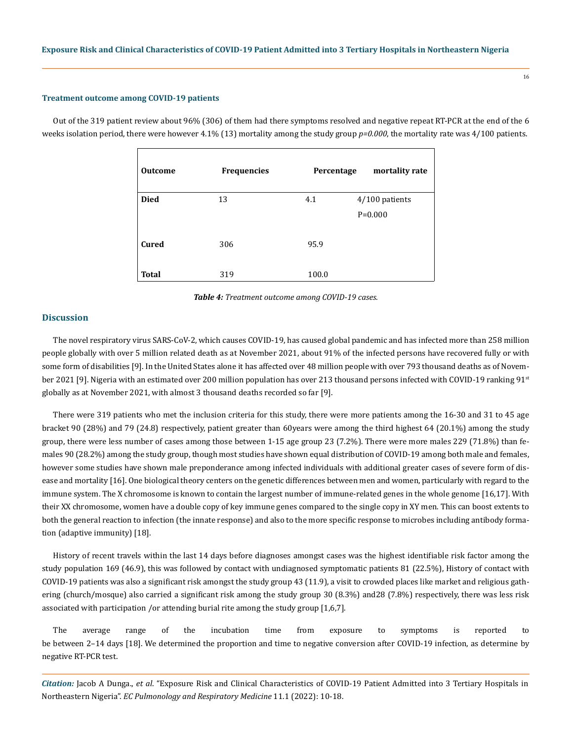### Treatment outcome among COVID-19 patients

Out of the 319 patient review about 96% (306) of them had there symptoms resolved and negative repeat RT-PCR at the end of the 6 weeks isolation period, there were however 4.1% (13) mortality among the study group *p=0.000*, the mortality rate was 4/100 patients.

| Outcome | Frequencies | Percentage | mortality rate |
|---|---|---|---|
| **Died** | 13 | 4.1 | 4/100 patients P=0.000 |
| **Cured** | 306 | 95.9 | |
| **Total** | 319 | 100.0 | |

***Table 4:*** *Treatment outcome among COVID-19 cases.*

## Discussion

The novel respiratory virus SARS-CoV-2, which causes COVID-19, has caused global pandemic and has infected more than 258 million people globally with over 5 million related death as at November 2021, about 91% of the infected persons have recovered fully or with some form of disabilities [9]. In the United States alone it has affected over 48 million people with over 793 thousand deaths as of November 2021 [9]. Nigeria with an estimated over 200 million population has over 213 thousand persons infected with COVID-19 ranking 91st globally as at November 2021, with almost 3 thousand deaths recorded so far [9].

There were 319 patients who met the inclusion criteria for this study, there were more patients among the 16-30 and 31 to 45 age bracket 90 (28%) and 79 (24.8) respectively, patient greater than 60years were among the third highest 64 (20.1%) among the study group, there were less number of cases among those between 1-15 age group 23 (7.2%). There were more males 229 (71.8%) than females 90 (28.2%) among the study group, though most studies have shown equal distribution of COVID-19 among both male and females, however some studies have shown male preponderance among infected individuals with additional greater cases of severe form of disease and mortality [16]. One biological theory centers on the genetic differences between men and women, particularly with regard to the immune system. The X chromosome is known to contain the largest number of immune-related genes in the whole genome [16,17]. With their XX chromosome, women have a double copy of key immune genes compared to the single copy in XY men. This can boost extents to both the general reaction to infection (the innate response) and also to the more specific response to microbes including antibody formation (adaptive immunity) [18].

History of recent travels within the last 14 days before diagnoses amongst cases was the highest identifiable risk factor among the study population 169 (46.9), this was followed by contact with undiagnosed symptomatic patients 81 (22.5%), History of contact with COVID-19 patients was also a significant risk amongst the study group 43 (11.9), a visit to crowded places like market and religious gathering (church/mosque) also carried a significant risk among the study group 30 (8.3%) and28 (7.8%) respectively, there was less risk associated with participation /or attending burial rite among the study group [1,6,7].

The average range of the incubation time from exposure to symptoms is reported to be between 2–14 days [18]. We determined the proportion and time to negative conversion after COVID-19 infection, as determine by negative RT-PCR test.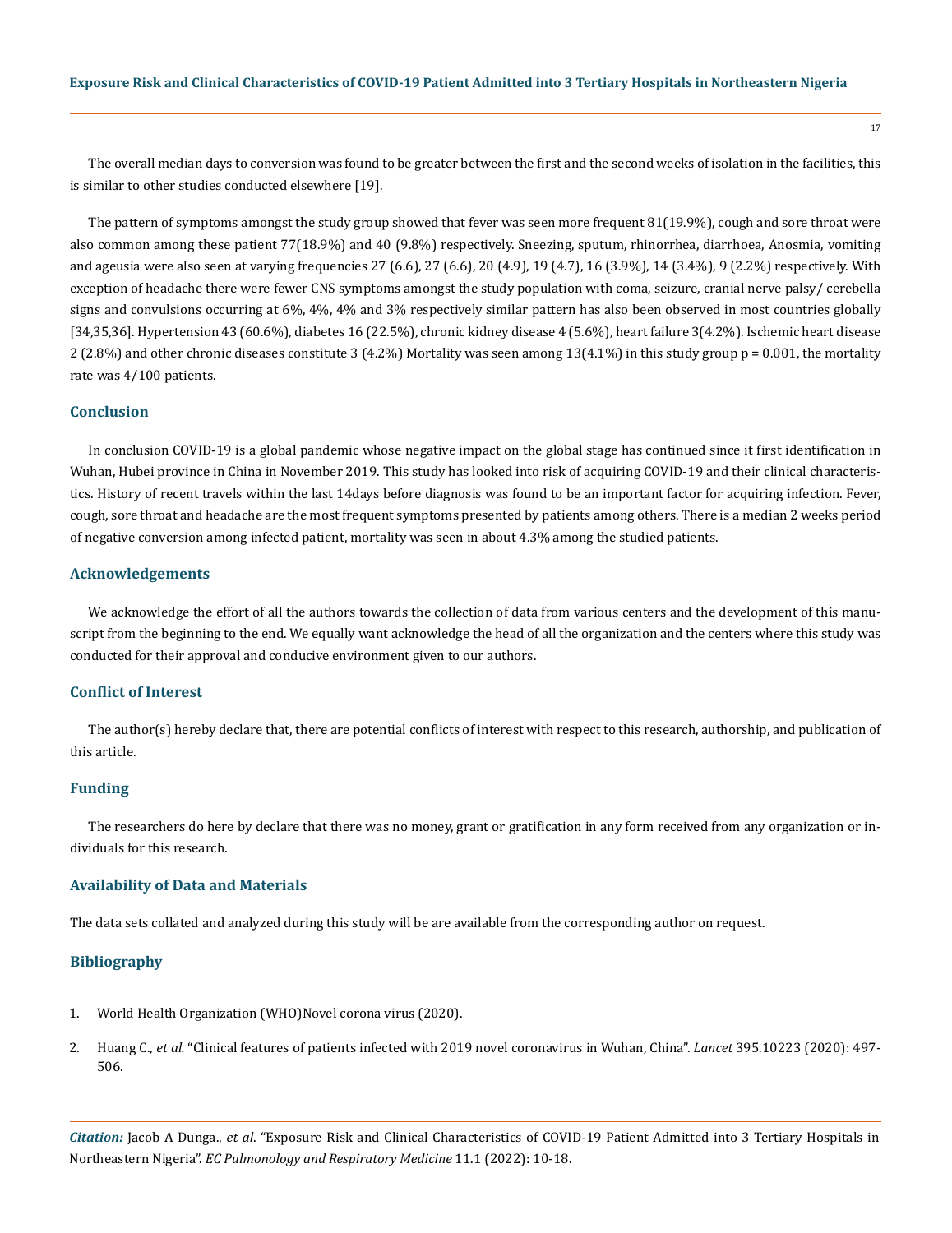The overall median days to conversion was found to be greater between the first and the second weeks of isolation in the facilities, this is similar to other studies conducted elsewhere [19].

The pattern of symptoms amongst the study group showed that fever was seen more frequent 81(19.9%), cough and sore throat were also common among these patient 77(18.9%) and 40 (9.8%) respectively. Sneezing, sputum, rhinorrhea, diarrhoea, Anosmia, vomiting and ageusia were also seen at varying frequencies 27 (6.6), 27 (6.6), 20 (4.9), 19 (4.7), 16 (3.9%), 14 (3.4%), 9 (2.2%) respectively. With exception of headache there were fewer CNS symptoms amongst the study population with coma, seizure, cranial nerve palsy/ cerebella signs and convulsions occurring at 6%, 4%, 4% and 3% respectively similar pattern has also been observed in most countries globally [34,35,36]. Hypertension 43 (60.6%), diabetes 16 (22.5%), chronic kidney disease 4 (5.6%), heart failure 3(4.2%). Ischemic heart disease 2 (2.8%) and other chronic diseases constitute 3 (4.2%) Mortality was seen among 13(4.1%) in this study group p = 0.001, the mortality rate was 4/100 patients.

## Conclusion

In conclusion COVID-19 is a global pandemic whose negative impact on the global stage has continued since it first identification in Wuhan, Hubei province in China in November 2019. This study has looked into risk of acquiring COVID-19 and their clinical characteristics. History of recent travels within the last 14days before diagnosis was found to be an important factor for acquiring infection. Fever, cough, sore throat and headache are the most frequent symptoms presented by patients among others. There is a median 2 weeks period of negative conversion among infected patient, mortality was seen in about 4.3% among the studied patients.

## Acknowledgements

We acknowledge the effort of all the authors towards the collection of data from various centers and the development of this manuscript from the beginning to the end. We equally want acknowledge the head of all the organization and the centers where this study was conducted for their approval and conducive environment given to our authors.

## Conflict of Interest

The author(s) hereby declare that, there are potential conflicts of interest with respect to this research, authorship, and publication of this article.

## Funding

The researchers do here by declare that there was no money, grant or gratification in any form received from any organization or individuals for this research.

## Availability of Data and Materials

The data sets collated and analyzed during this study will be are available from the corresponding author on request.

## Bibliography

1. World Health Organization (WHO)Novel corona virus (2020).
2. Huang C., *et al.* "Clinical features of patients infected with 2019 novel coronavirus in Wuhan, China". *Lancet* 395.10223 (2020): 497-506.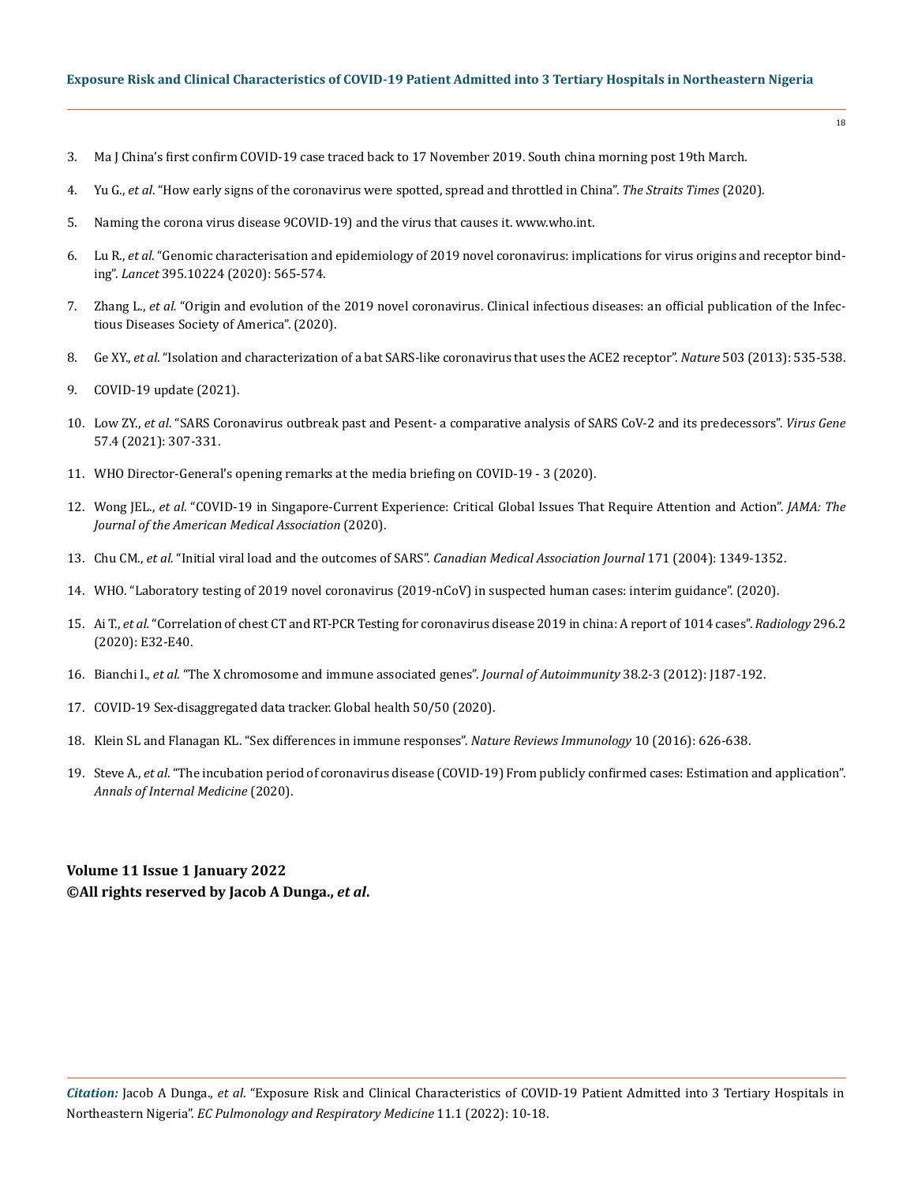3. Ma J China's first confirm COVID-19 case traced back to 17 November 2019. South china morning post 19th March.
4. Yu G., *et al*. "How early signs of the coronavirus were spotted, spread and throttled in China". *The Straits Times* (2020).
5. Naming the corona virus disease 9COVID-19) and the virus that causes it. www.who.int.
6. Lu R., *et al.* "Genomic characterisation and epidemiology of 2019 novel coronavirus: implications for virus origins and receptor binding". *Lancet* 395.10224 (2020): 565-574.
7. Zhang L., *et al.* "Origin and evolution of the 2019 novel coronavirus. Clinical infectious diseases: an official publication of the Infectious Diseases Society of America". (2020).
8. Ge XY., *et al*. "Isolation and characterization of a bat SARS-like coronavirus that uses the ACE2 receptor". *Nature* 503 (2013): 535-538.
9. COVID-19 update (2021).
10. Low ZY., *et al*. "SARS Coronavirus outbreak past and Pesent- a comparative analysis of SARS CoV-2 and its predecessors". *Virus Gene* 57.4 (2021): 307-331.
11. WHO Director-General's opening remarks at the media briefing on COVID-19 - 3 (2020).
12. Wong JEL., *et al*. "COVID-19 in Singapore-Current Experience: Critical Global Issues That Require Attention and Action". *JAMA: The Journal of the American Medical Association* (2020).
13. Chu CM., *et al.* "Initial viral load and the outcomes of SARS". *Canadian Medical Association Journal* 171 (2004): 1349-1352.
14. WHO. "Laboratory testing of 2019 novel coronavirus (2019-nCoV) in suspected human cases: interim guidance". (2020).
15. Ai T., *et al*. "Correlation of chest CT and RT-PCR Testing for coronavirus disease 2019 in china: A report of 1014 cases". *Radiology* 296.2 (2020): E32-E40.
16. Bianchi I., *et al.* "The X chromosome and immune associated genes". *Journal of Autoimmunity* 38.2-3 (2012): J187-192.
17. COVID-19 Sex-disaggregated data tracker. Global health 50/50 (2020).
18. Klein SL and Flanagan KL. "Sex differences in immune responses". *Nature Reviews Immunology* 10 (2016): 626-638.
19. Steve A., *et al*. "The incubation period of coronavirus disease (COVID-19) From publicly confirmed cases: Estimation and application". *Annals of Internal Medicine* (2020).

**Volume 11 Issue 1 January 2022**
**©All rights reserved by Jacob A Dunga.,** ***et al*****.**